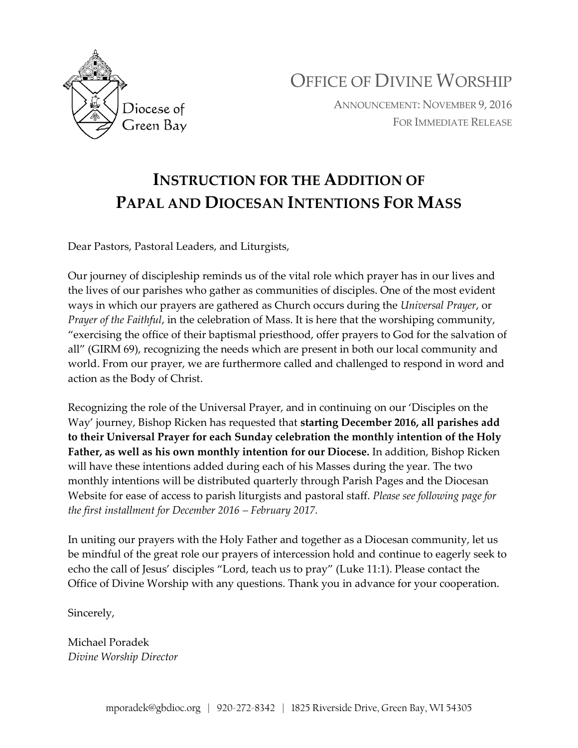Diocese of Green Bay

# Office of Divine Worship

Announcement: November 9, 2016
For Immediate Release

## Instruction for the Addition of Papal and Diocesan Intentions For Mass

Dear Pastors, Pastoral Leaders, and Liturgists,

Our journey of discipleship reminds us of the vital role which prayer has in our lives and the lives of our parishes who gather as communities of disciples. One of the most evident ways in which our prayers are gathered as Church occurs during the *Universal Prayer*, or *Prayer of the Faithful*, in the celebration of Mass. It is here that the worshiping community, "exercising the office of their baptismal priesthood, offer prayers to God for the salvation of all" (GIRM 69), recognizing the needs which are present in both our local community and world. From our prayer, we are furthermore called and challenged to respond in word and action as the Body of Christ.

Recognizing the role of the Universal Prayer, and in continuing on our 'Disciples on the Way' journey, Bishop Ricken has requested that **starting December 2016, all parishes add to their Universal Prayer for each Sunday celebration the monthly intention of the Holy Father, as well as his own monthly intention for our Diocese.** In addition, Bishop Ricken will have these intentions added during each of his Masses during the year. The two monthly intentions will be distributed quarterly through Parish Pages and the Diocesan Website for ease of access to parish liturgists and pastoral staff. *Please see following page for the first installment for December 2016 – February 2017.*

In uniting our prayers with the Holy Father and together as a Diocesan community, let us be mindful of the great role our prayers of intercession hold and continue to eagerly seek to echo the call of Jesus' disciples "Lord, teach us to pray" (Luke 11:1). Please contact the Office of Divine Worship with any questions. Thank you in advance for your cooperation.

Sincerely,

Michael Poradek
*Divine Worship Director*

mporadek@gbdioc.org | 920-272-8342 | 1825 Riverside Drive, Green Bay, WI 54305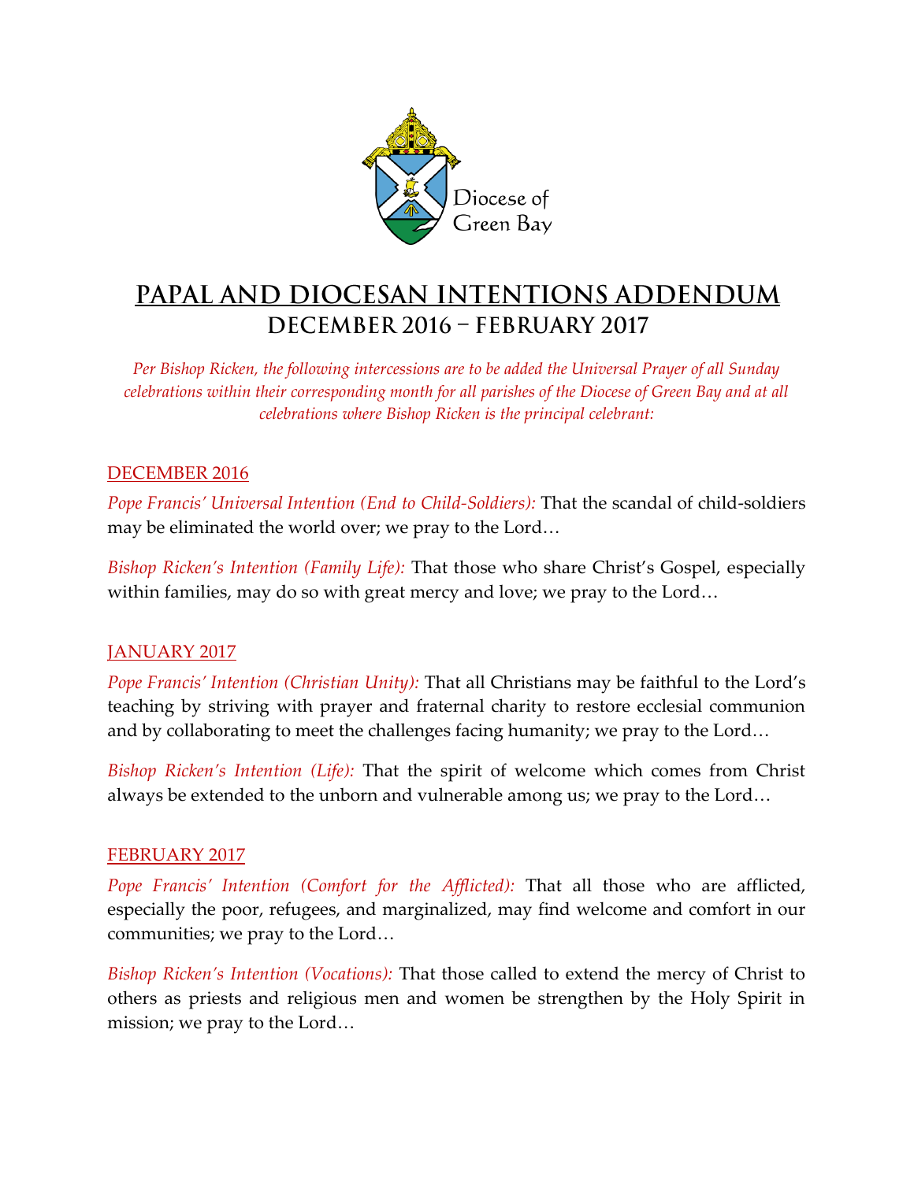Diocese of Green Bay

# PAPAL AND DIOCESAN INTENTIONS ADDENDUM

## DECEMBER 2016 – FEBRUARY 2017

*Per Bishop Ricken, the following intercessions are to be added the Universal Prayer of all Sunday celebrations within their corresponding month for all parishes of the Diocese of Green Bay and at all celebrations where Bishop Ricken is the principal celebrant:*

### DECEMBER 2016

*Pope Francis' Universal Intention (End to Child-Soldiers):* That the scandal of child-soldiers may be eliminated the world over; we pray to the Lord…

*Bishop Ricken's Intention (Family Life):* That those who share Christ's Gospel, especially within families, may do so with great mercy and love; we pray to the Lord…

### JANUARY 2017

*Pope Francis' Intention (Christian Unity):* That all Christians may be faithful to the Lord's teaching by striving with prayer and fraternal charity to restore ecclesial communion and by collaborating to meet the challenges facing humanity; we pray to the Lord…

*Bishop Ricken's Intention (Life):* That the spirit of welcome which comes from Christ always be extended to the unborn and vulnerable among us; we pray to the Lord…

### FEBRUARY 2017

*Pope Francis' Intention (Comfort for the Afflicted):* That all those who are afflicted, especially the poor, refugees, and marginalized, may find welcome and comfort in our communities; we pray to the Lord…

*Bishop Ricken's Intention (Vocations):* That those called to extend the mercy of Christ to others as priests and religious men and women be strengthen by the Holy Spirit in mission; we pray to the Lord…